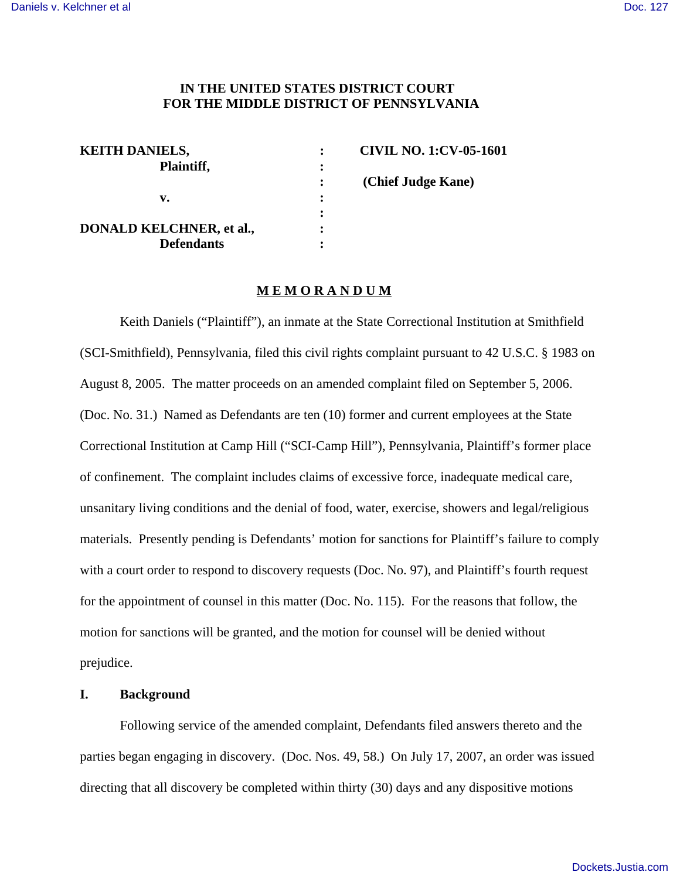**IN THE UNITED STATES DISTRICT COURT**
**FOR THE MIDDLE DISTRICT OF PENNSYLVANIA**

| | | |
|---|---|---|
| **KEITH DANIELS,** | : | **CIVIL NO. 1:CV-05-1601** |
| **Plaintiff,** | : | |
| | : | **(Chief Judge Kane)** |
| **v.** | : | |
| | : | |
| **DONALD KELCHNER, et al.,** | : | |
| **Defendants** | : | |

**M E M O R A N D U M**

Keith Daniels ("Plaintiff"), an inmate at the State Correctional Institution at Smithfield (SCI-Smithfield), Pennsylvania, filed this civil rights complaint pursuant to 42 U.S.C. § 1983 on August 8, 2005. The matter proceeds on an amended complaint filed on September 5, 2006. (Doc. No. 31.) Named as Defendants are ten (10) former and current employees at the State Correctional Institution at Camp Hill ("SCI-Camp Hill"), Pennsylvania, Plaintiff's former place of confinement. The complaint includes claims of excessive force, inadequate medical care, unsanitary living conditions and the denial of food, water, exercise, showers and legal/religious materials. Presently pending is Defendants' motion for sanctions for Plaintiff's failure to comply with a court order to respond to discovery requests (Doc. No. 97), and Plaintiff's fourth request for the appointment of counsel in this matter (Doc. No. 115). For the reasons that follow, the motion for sanctions will be granted, and the motion for counsel will be denied without prejudice.

## I. Background

Following service of the amended complaint, Defendants filed answers thereto and the parties began engaging in discovery. (Doc. Nos. 49, 58.) On July 17, 2007, an order was issued directing that all discovery be completed within thirty (30) days and any dispositive motions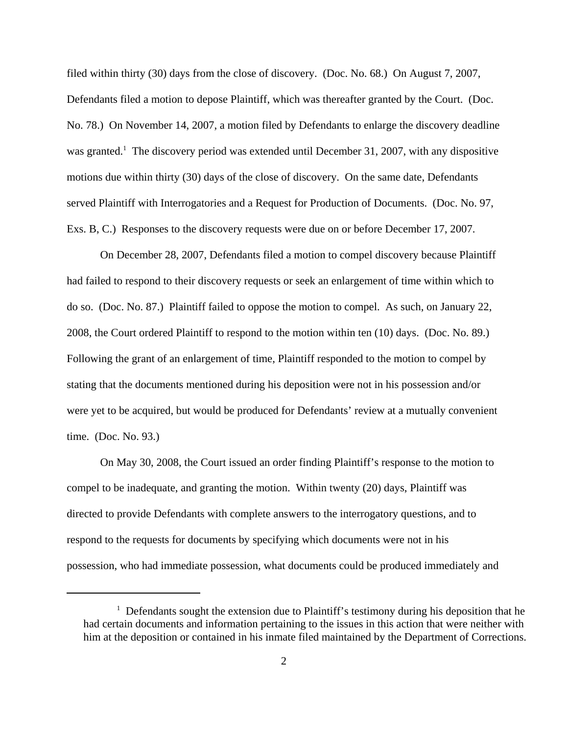filed within thirty (30) days from the close of discovery. (Doc. No. 68.) On August 7, 2007, Defendants filed a motion to depose Plaintiff, which was thereafter granted by the Court. (Doc. No. 78.) On November 14, 2007, a motion filed by Defendants to enlarge the discovery deadline was granted.[1] The discovery period was extended until December 31, 2007, with any dispositive motions due within thirty (30) days of the close of discovery. On the same date, Defendants served Plaintiff with Interrogatories and a Request for Production of Documents. (Doc. No. 97, Exs. B, C.) Responses to the discovery requests were due on or before December 17, 2007.

On December 28, 2007, Defendants filed a motion to compel discovery because Plaintiff had failed to respond to their discovery requests or seek an enlargement of time within which to do so. (Doc. No. 87.) Plaintiff failed to oppose the motion to compel. As such, on January 22, 2008, the Court ordered Plaintiff to respond to the motion within ten (10) days. (Doc. No. 89.) Following the grant of an enlargement of time, Plaintiff responded to the motion to compel by stating that the documents mentioned during his deposition were not in his possession and/or were yet to be acquired, but would be produced for Defendants' review at a mutually convenient time. (Doc. No. 93.)

On May 30, 2008, the Court issued an order finding Plaintiff's response to the motion to compel to be inadequate, and granting the motion. Within twenty (20) days, Plaintiff was directed to provide Defendants with complete answers to the interrogatory questions, and to respond to the requests for documents by specifying which documents were not in his possession, who had immediate possession, what documents could be produced immediately and

[1] Defendants sought the extension due to Plaintiff's testimony during his deposition that he had certain documents and information pertaining to the issues in this action that were neither with him at the deposition or contained in his inmate filed maintained by the Department of Corrections.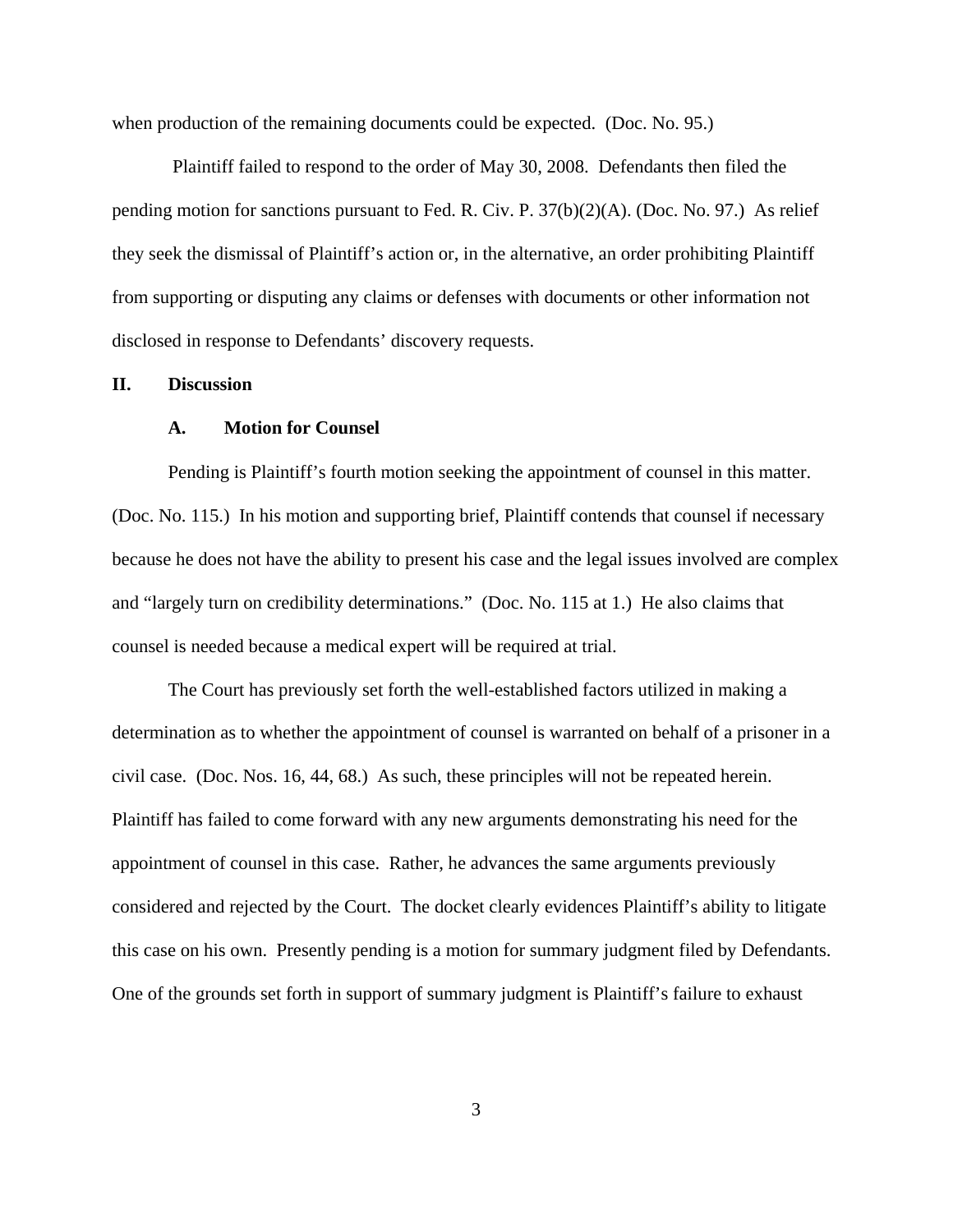when production of the remaining documents could be expected. (Doc. No. 95.)

Plaintiff failed to respond to the order of May 30, 2008. Defendants then filed the pending motion for sanctions pursuant to Fed. R. Civ. P. 37(b)(2)(A). (Doc. No. 97.) As relief they seek the dismissal of Plaintiff's action or, in the alternative, an order prohibiting Plaintiff from supporting or disputing any claims or defenses with documents or other information not disclosed in response to Defendants' discovery requests.

## II. Discussion

### A. Motion for Counsel

Pending is Plaintiff's fourth motion seeking the appointment of counsel in this matter. (Doc. No. 115.) In his motion and supporting brief, Plaintiff contends that counsel if necessary because he does not have the ability to present his case and the legal issues involved are complex and "largely turn on credibility determinations." (Doc. No. 115 at 1.) He also claims that counsel is needed because a medical expert will be required at trial.

The Court has previously set forth the well-established factors utilized in making a determination as to whether the appointment of counsel is warranted on behalf of a prisoner in a civil case. (Doc. Nos. 16, 44, 68.) As such, these principles will not be repeated herein. Plaintiff has failed to come forward with any new arguments demonstrating his need for the appointment of counsel in this case. Rather, he advances the same arguments previously considered and rejected by the Court. The docket clearly evidences Plaintiff's ability to litigate this case on his own. Presently pending is a motion for summary judgment filed by Defendants. One of the grounds set forth in support of summary judgment is Plaintiff's failure to exhaust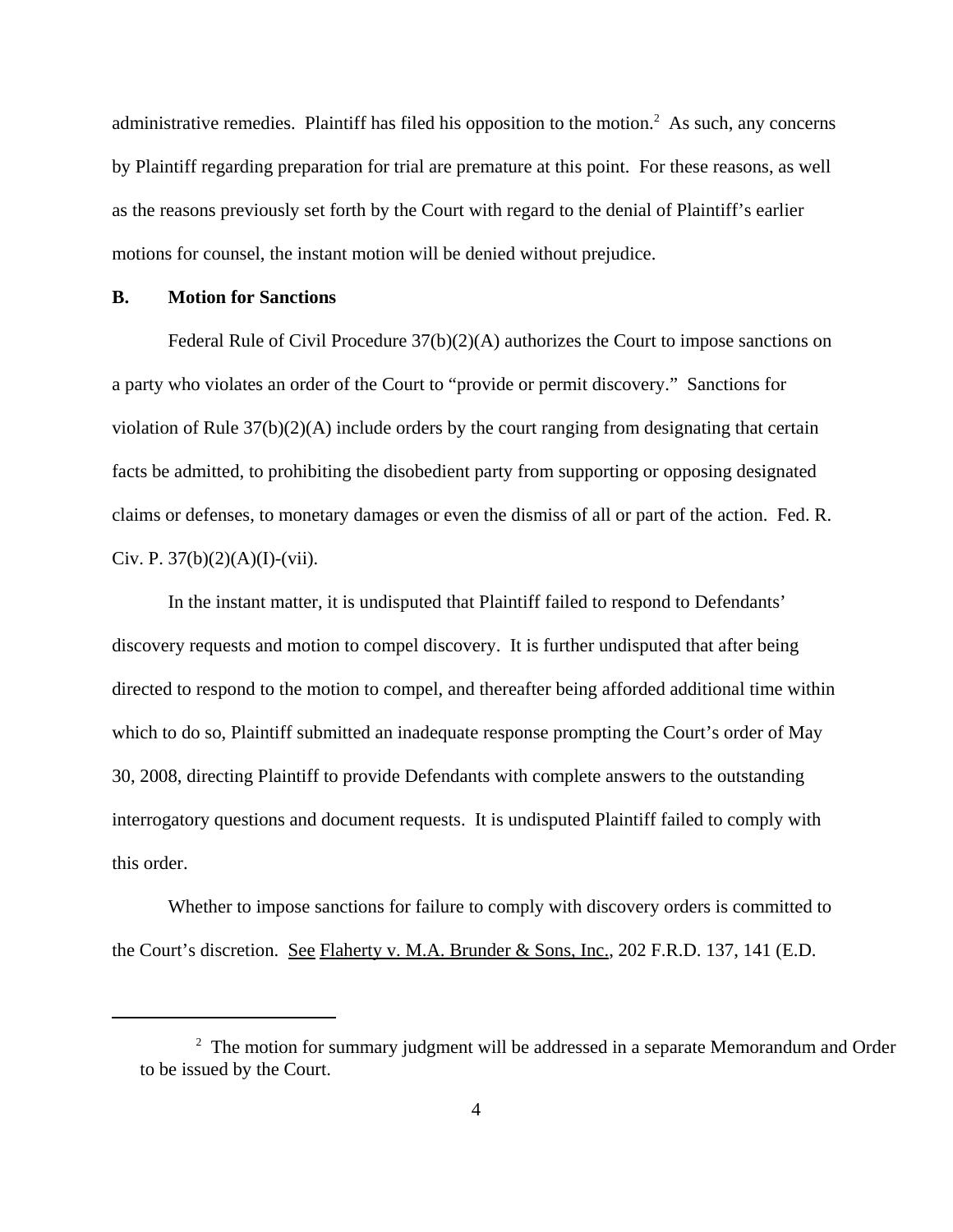administrative remedies. Plaintiff has filed his opposition to the motion.[2] As such, any concerns by Plaintiff regarding preparation for trial are premature at this point. For these reasons, as well as the reasons previously set forth by the Court with regard to the denial of Plaintiff's earlier motions for counsel, the instant motion will be denied without prejudice.

**B. Motion for Sanctions**

Federal Rule of Civil Procedure 37(b)(2)(A) authorizes the Court to impose sanctions on a party who violates an order of the Court to "provide or permit discovery." Sanctions for violation of Rule 37(b)(2)(A) include orders by the court ranging from designating that certain facts be admitted, to prohibiting the disobedient party from supporting or opposing designated claims or defenses, to monetary damages or even the dismiss of all or part of the action. Fed. R. Civ. P. 37(b)(2)(A)(I)-(vii).

In the instant matter, it is undisputed that Plaintiff failed to respond to Defendants' discovery requests and motion to compel discovery. It is further undisputed that after being directed to respond to the motion to compel, and thereafter being afforded additional time within which to do so, Plaintiff submitted an inadequate response prompting the Court's order of May 30, 2008, directing Plaintiff to provide Defendants with complete answers to the outstanding interrogatory questions and document requests. It is undisputed Plaintiff failed to comply with this order.

Whether to impose sanctions for failure to comply with discovery orders is committed to the Court's discretion. See Flaherty v. M.A. Brunder & Sons, Inc., 202 F.R.D. 137, 141 (E.D.

---

[2] The motion for summary judgment will be addressed in a separate Memorandum and Order to be issued by the Court.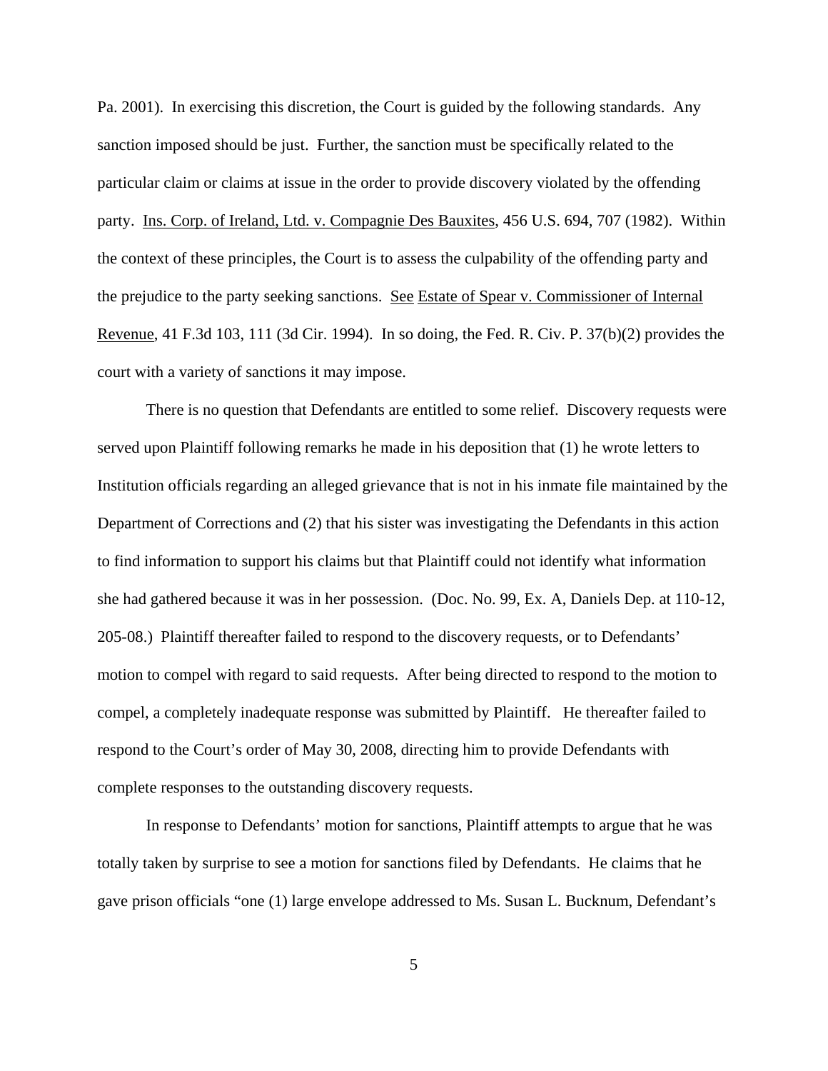Pa. 2001). In exercising this discretion, the Court is guided by the following standards. Any sanction imposed should be just. Further, the sanction must be specifically related to the particular claim or claims at issue in the order to provide discovery violated by the offending party. Ins. Corp. of Ireland, Ltd. v. Compagnie Des Bauxites, 456 U.S. 694, 707 (1982). Within the context of these principles, the Court is to assess the culpability of the offending party and the prejudice to the party seeking sanctions. See Estate of Spear v. Commissioner of Internal Revenue, 41 F.3d 103, 111 (3d Cir. 1994). In so doing, the Fed. R. Civ. P. 37(b)(2) provides the court with a variety of sanctions it may impose.

There is no question that Defendants are entitled to some relief. Discovery requests were served upon Plaintiff following remarks he made in his deposition that (1) he wrote letters to Institution officials regarding an alleged grievance that is not in his inmate file maintained by the Department of Corrections and (2) that his sister was investigating the Defendants in this action to find information to support his claims but that Plaintiff could not identify what information she had gathered because it was in her possession. (Doc. No. 99, Ex. A, Daniels Dep. at 110-12, 205-08.) Plaintiff thereafter failed to respond to the discovery requests, or to Defendants' motion to compel with regard to said requests. After being directed to respond to the motion to compel, a completely inadequate response was submitted by Plaintiff. He thereafter failed to respond to the Court's order of May 30, 2008, directing him to provide Defendants with complete responses to the outstanding discovery requests.

In response to Defendants' motion for sanctions, Plaintiff attempts to argue that he was totally taken by surprise to see a motion for sanctions filed by Defendants. He claims that he gave prison officials "one (1) large envelope addressed to Ms. Susan L. Bucknum, Defendant's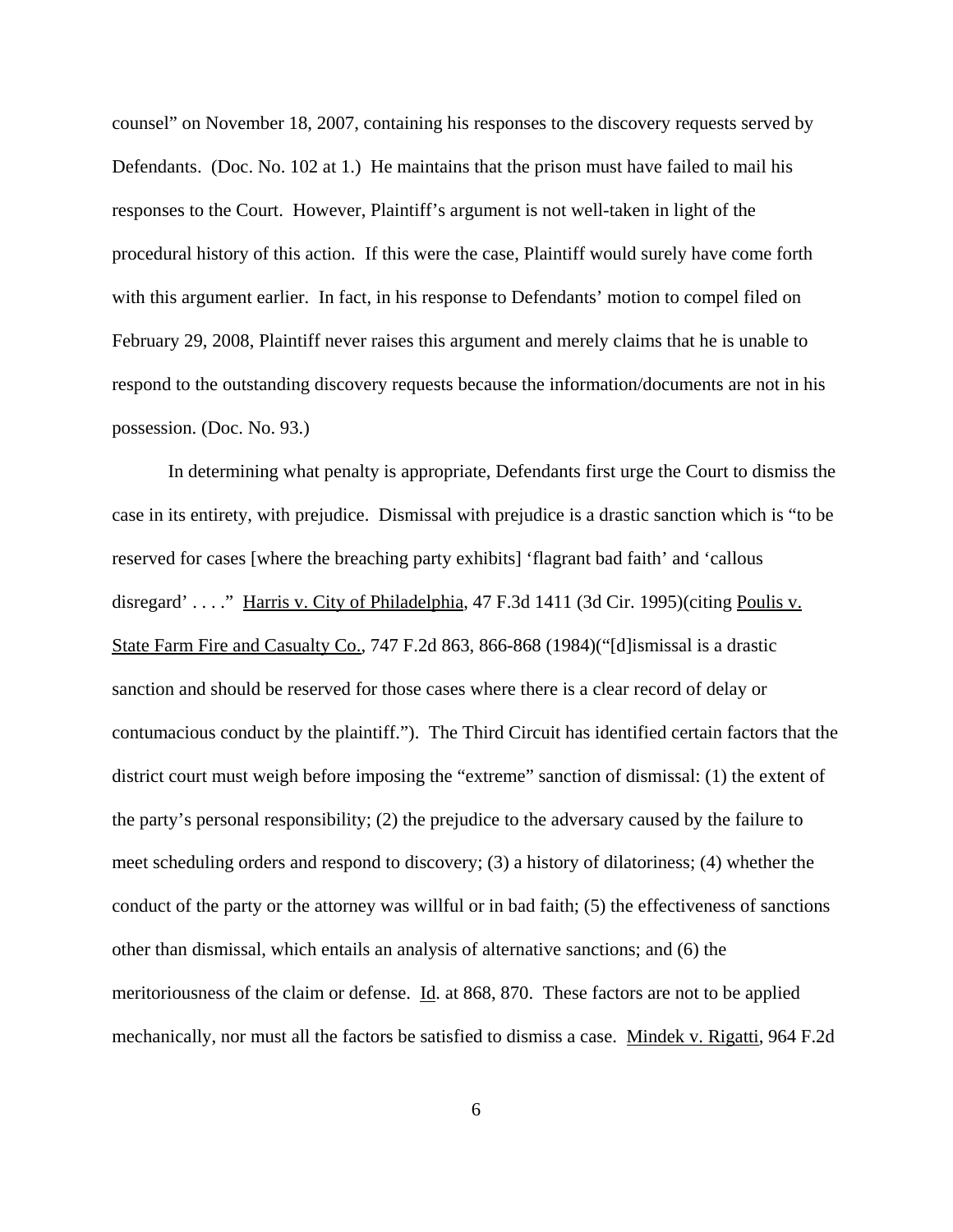counsel" on November 18, 2007, containing his responses to the discovery requests served by Defendants. (Doc. No. 102 at 1.) He maintains that the prison must have failed to mail his responses to the Court. However, Plaintiff's argument is not well-taken in light of the procedural history of this action. If this were the case, Plaintiff would surely have come forth with this argument earlier. In fact, in his response to Defendants' motion to compel filed on February 29, 2008, Plaintiff never raises this argument and merely claims that he is unable to respond to the outstanding discovery requests because the information/documents are not in his possession. (Doc. No. 93.)

In determining what penalty is appropriate, Defendants first urge the Court to dismiss the case in its entirety, with prejudice. Dismissal with prejudice is a drastic sanction which is "to be reserved for cases [where the breaching party exhibits] 'flagrant bad faith' and 'callous disregard' . . . ." Harris v. City of Philadelphia, 47 F.3d 1411 (3d Cir. 1995)(citing Poulis v. State Farm Fire and Casualty Co., 747 F.2d 863, 866-868 (1984)("[d]ismissal is a drastic sanction and should be reserved for those cases where there is a clear record of delay or contumacious conduct by the plaintiff."). The Third Circuit has identified certain factors that the district court must weigh before imposing the "extreme" sanction of dismissal: (1) the extent of the party's personal responsibility; (2) the prejudice to the adversary caused by the failure to meet scheduling orders and respond to discovery; (3) a history of dilatoriness; (4) whether the conduct of the party or the attorney was willful or in bad faith; (5) the effectiveness of sanctions other than dismissal, which entails an analysis of alternative sanctions; and (6) the meritoriousness of the claim or defense. Id. at 868, 870. These factors are not to be applied mechanically, nor must all the factors be satisfied to dismiss a case. Mindek v. Rigatti, 964 F.2d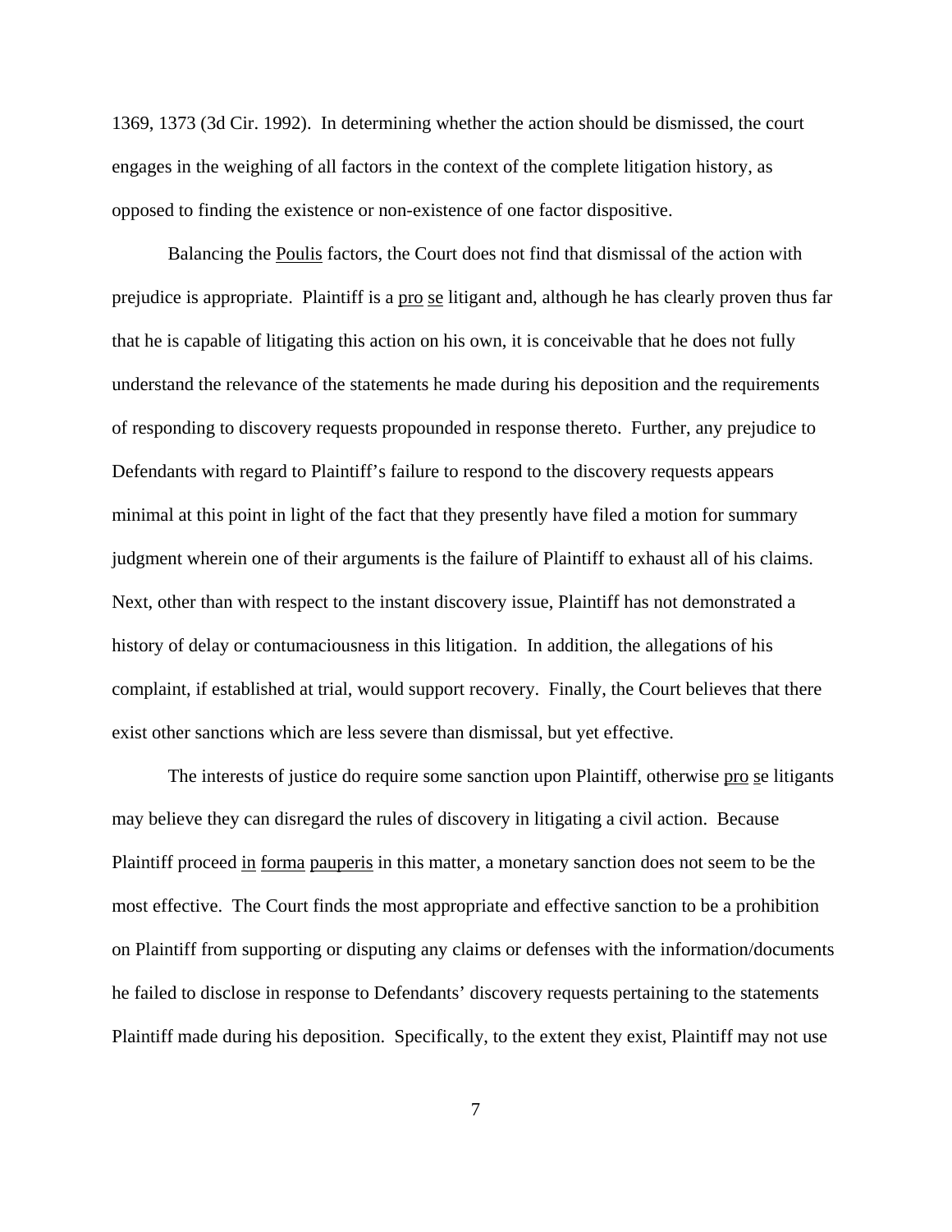1369, 1373 (3d Cir. 1992). In determining whether the action should be dismissed, the court engages in the weighing of all factors in the context of the complete litigation history, as opposed to finding the existence or non-existence of one factor dispositive.

Balancing the Poulis factors, the Court does not find that dismissal of the action with prejudice is appropriate. Plaintiff is a pro se litigant and, although he has clearly proven thus far that he is capable of litigating this action on his own, it is conceivable that he does not fully understand the relevance of the statements he made during his deposition and the requirements of responding to discovery requests propounded in response thereto. Further, any prejudice to Defendants with regard to Plaintiff's failure to respond to the discovery requests appears minimal at this point in light of the fact that they presently have filed a motion for summary judgment wherein one of their arguments is the failure of Plaintiff to exhaust all of his claims. Next, other than with respect to the instant discovery issue, Plaintiff has not demonstrated a history of delay or contumaciousness in this litigation. In addition, the allegations of his complaint, if established at trial, would support recovery. Finally, the Court believes that there exist other sanctions which are less severe than dismissal, but yet effective.

The interests of justice do require some sanction upon Plaintiff, otherwise pro se litigants may believe they can disregard the rules of discovery in litigating a civil action. Because Plaintiff proceed in forma pauperis in this matter, a monetary sanction does not seem to be the most effective. The Court finds the most appropriate and effective sanction to be a prohibition on Plaintiff from supporting or disputing any claims or defenses with the information/documents he failed to disclose in response to Defendants' discovery requests pertaining to the statements Plaintiff made during his deposition. Specifically, to the extent they exist, Plaintiff may not use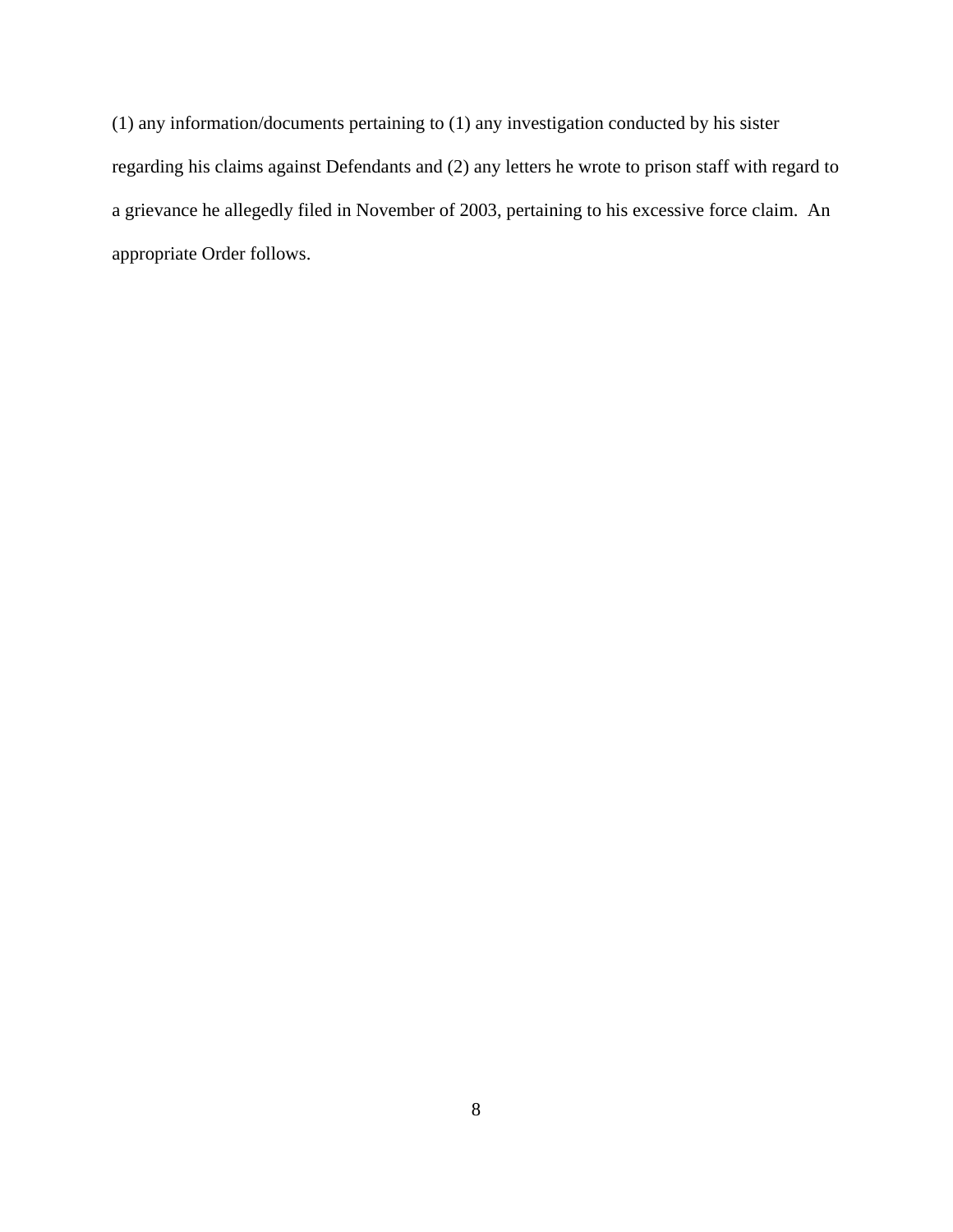(1) any information/documents pertaining to (1) any investigation conducted by his sister regarding his claims against Defendants and (2) any letters he wrote to prison staff with regard to a grievance he allegedly filed in November of 2003, pertaining to his excessive force claim. An appropriate Order follows.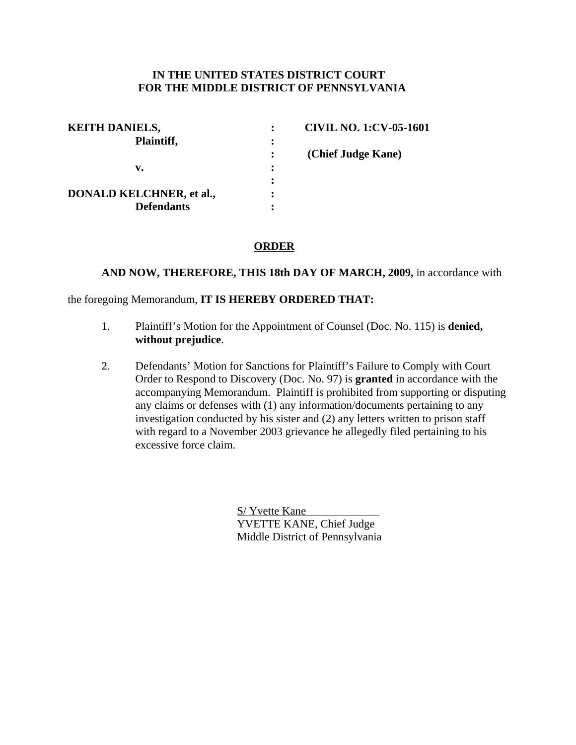**IN THE UNITED STATES DISTRICT COURT**
**FOR THE MIDDLE DISTRICT OF PENNSYLVANIA**

| | | |
|---|---|---|
| **KEITH DANIELS,** | **:** | **CIVIL NO. 1:CV-05-1601** |
| **Plaintiff,** | **:** | |
| | **:** | **(Chief Judge Kane)** |
| **v.** | **:** | |
| | **:** | |
| **DONALD KELCHNER, et al.,** | **:** | |
| **Defendants** | **:** | |

## ORDER

**AND NOW, THEREFORE, THIS 18th DAY OF MARCH, 2009,** in accordance with the foregoing Memorandum, **IT IS HEREBY ORDERED THAT:**

1. Plaintiff's Motion for the Appointment of Counsel (Doc. No. 115) is **denied, without prejudice**.

2. Defendants' Motion for Sanctions for Plaintiff's Failure to Comply with Court Order to Respond to Discovery (Doc. No. 97) is **granted** in accordance with the accompanying Memorandum. Plaintiff is prohibited from supporting or disputing any claims or defenses with (1) any information/documents pertaining to any investigation conducted by his sister and (2) any letters written to prison staff with regard to a November 2003 grievance he allegedly filed pertaining to his excessive force claim.

S/ Yvette Kane
YVETTE KANE, Chief Judge
Middle District of Pennsylvania